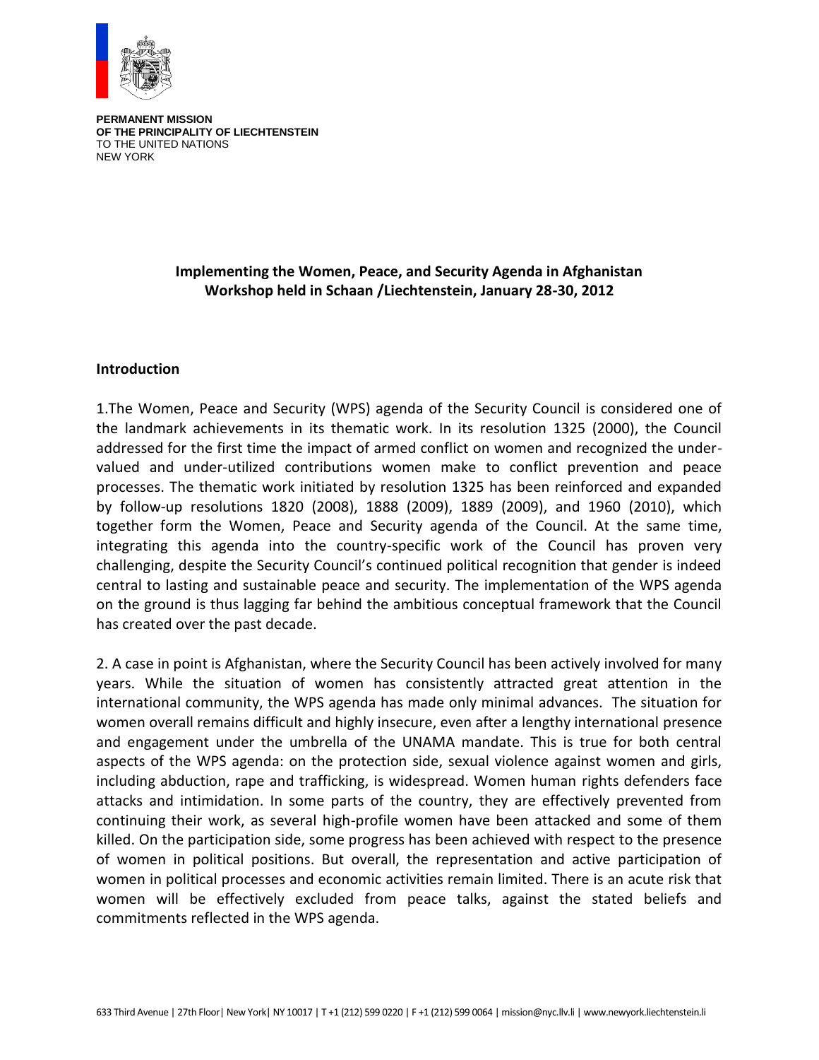**PERMANENT MISSION**
**OF THE PRINCIPALITY OF LIECHTENSTEIN**
TO THE UNITED NATIONS
NEW YORK

## Implementing the Women, Peace, and Security Agenda in Afghanistan
## Workshop held in Schaan /Liechtenstein, January 28-30, 2012

### Introduction

1.The Women, Peace and Security (WPS) agenda of the Security Council is considered one of the landmark achievements in its thematic work. In its resolution 1325 (2000), the Council addressed for the first time the impact of armed conflict on women and recognized the under-valued and under-utilized contributions women make to conflict prevention and peace processes. The thematic work initiated by resolution 1325 has been reinforced and expanded by follow-up resolutions 1820 (2008), 1888 (2009), 1889 (2009), and 1960 (2010), which together form the Women, Peace and Security agenda of the Council. At the same time, integrating this agenda into the country-specific work of the Council has proven very challenging, despite the Security Council's continued political recognition that gender is indeed central to lasting and sustainable peace and security. The implementation of the WPS agenda on the ground is thus lagging far behind the ambitious conceptual framework that the Council has created over the past decade.

2. A case in point is Afghanistan, where the Security Council has been actively involved for many years. While the situation of women has consistently attracted great attention in the international community, the WPS agenda has made only minimal advances. The situation for women overall remains difficult and highly insecure, even after a lengthy international presence and engagement under the umbrella of the UNAMA mandate. This is true for both central aspects of the WPS agenda: on the protection side, sexual violence against women and girls, including abduction, rape and trafficking, is widespread. Women human rights defenders face attacks and intimidation. In some parts of the country, they are effectively prevented from continuing their work, as several high-profile women have been attacked and some of them killed. On the participation side, some progress has been achieved with respect to the presence of women in political positions. But overall, the representation and active participation of women in political processes and economic activities remain limited. There is an acute risk that women will be effectively excluded from peace talks, against the stated beliefs and commitments reflected in the WPS agenda.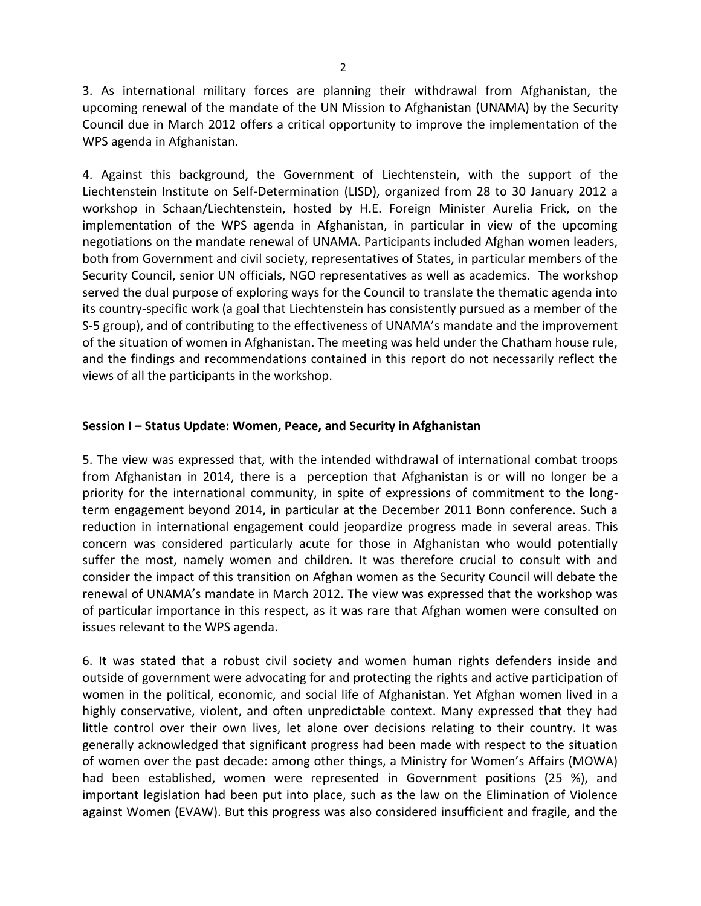3. As international military forces are planning their withdrawal from Afghanistan, the upcoming renewal of the mandate of the UN Mission to Afghanistan (UNAMA) by the Security Council due in March 2012 offers a critical opportunity to improve the implementation of the WPS agenda in Afghanistan.

4. Against this background, the Government of Liechtenstein, with the support of the Liechtenstein Institute on Self-Determination (LISD), organized from 28 to 30 January 2012 a workshop in Schaan/Liechtenstein, hosted by H.E. Foreign Minister Aurelia Frick, on the implementation of the WPS agenda in Afghanistan, in particular in view of the upcoming negotiations on the mandate renewal of UNAMA. Participants included Afghan women leaders, both from Government and civil society, representatives of States, in particular members of the Security Council, senior UN officials, NGO representatives as well as academics. The workshop served the dual purpose of exploring ways for the Council to translate the thematic agenda into its country-specific work (a goal that Liechtenstein has consistently pursued as a member of the S-5 group), and of contributing to the effectiveness of UNAMA's mandate and the improvement of the situation of women in Afghanistan. The meeting was held under the Chatham house rule, and the findings and recommendations contained in this report do not necessarily reflect the views of all the participants in the workshop.

**Session I – Status Update: Women, Peace, and Security in Afghanistan**

5. The view was expressed that, with the intended withdrawal of international combat troops from Afghanistan in 2014, there is a perception that Afghanistan is or will no longer be a priority for the international community, in spite of expressions of commitment to the long-term engagement beyond 2014, in particular at the December 2011 Bonn conference. Such a reduction in international engagement could jeopardize progress made in several areas. This concern was considered particularly acute for those in Afghanistan who would potentially suffer the most, namely women and children. It was therefore crucial to consult with and consider the impact of this transition on Afghan women as the Security Council will debate the renewal of UNAMA's mandate in March 2012. The view was expressed that the workshop was of particular importance in this respect, as it was rare that Afghan women were consulted on issues relevant to the WPS agenda.

6. It was stated that a robust civil society and women human rights defenders inside and outside of government were advocating for and protecting the rights and active participation of women in the political, economic, and social life of Afghanistan. Yet Afghan women lived in a highly conservative, violent, and often unpredictable context. Many expressed that they had little control over their own lives, let alone over decisions relating to their country. It was generally acknowledged that significant progress had been made with respect to the situation of women over the past decade: among other things, a Ministry for Women's Affairs (MOWA) had been established, women were represented in Government positions (25 %), and important legislation had been put into place, such as the law on the Elimination of Violence against Women (EVAW). But this progress was also considered insufficient and fragile, and the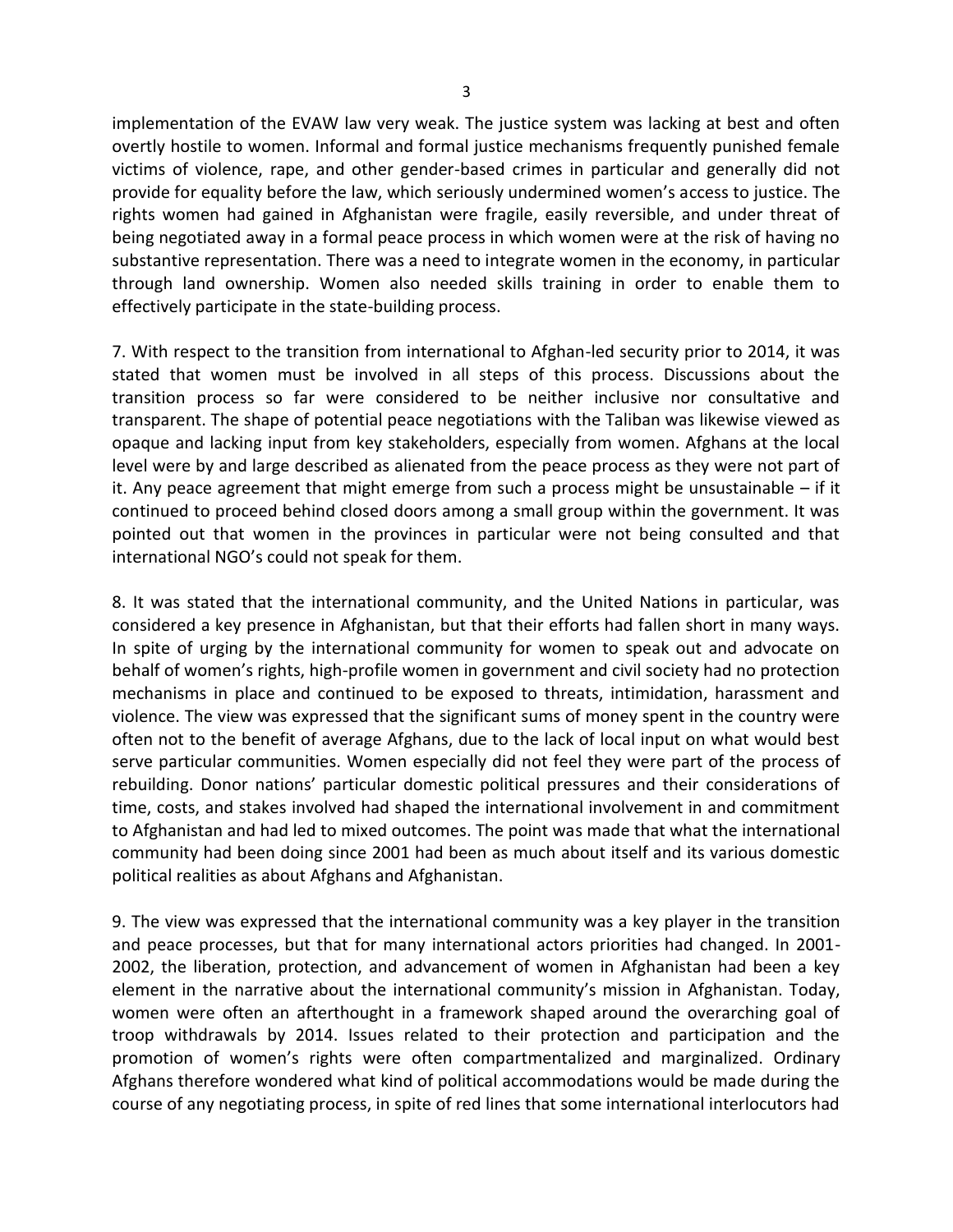implementation of the EVAW law very weak. The justice system was lacking at best and often overtly hostile to women. Informal and formal justice mechanisms frequently punished female victims of violence, rape, and other gender-based crimes in particular and generally did not provide for equality before the law, which seriously undermined women's access to justice. The rights women had gained in Afghanistan were fragile, easily reversible, and under threat of being negotiated away in a formal peace process in which women were at the risk of having no substantive representation. There was a need to integrate women in the economy, in particular through land ownership. Women also needed skills training in order to enable them to effectively participate in the state-building process.

7. With respect to the transition from international to Afghan-led security prior to 2014, it was stated that women must be involved in all steps of this process. Discussions about the transition process so far were considered to be neither inclusive nor consultative and transparent. The shape of potential peace negotiations with the Taliban was likewise viewed as opaque and lacking input from key stakeholders, especially from women. Afghans at the local level were by and large described as alienated from the peace process as they were not part of it. Any peace agreement that might emerge from such a process might be unsustainable – if it continued to proceed behind closed doors among a small group within the government. It was pointed out that women in the provinces in particular were not being consulted and that international NGO's could not speak for them.

8. It was stated that the international community, and the United Nations in particular, was considered a key presence in Afghanistan, but that their efforts had fallen short in many ways. In spite of urging by the international community for women to speak out and advocate on behalf of women's rights, high-profile women in government and civil society had no protection mechanisms in place and continued to be exposed to threats, intimidation, harassment and violence. The view was expressed that the significant sums of money spent in the country were often not to the benefit of average Afghans, due to the lack of local input on what would best serve particular communities. Women especially did not feel they were part of the process of rebuilding. Donor nations' particular domestic political pressures and their considerations of time, costs, and stakes involved had shaped the international involvement in and commitment to Afghanistan and had led to mixed outcomes. The point was made that what the international community had been doing since 2001 had been as much about itself and its various domestic political realities as about Afghans and Afghanistan.

9. The view was expressed that the international community was a key player in the transition and peace processes, but that for many international actors priorities had changed. In 2001-2002, the liberation, protection, and advancement of women in Afghanistan had been a key element in the narrative about the international community's mission in Afghanistan. Today, women were often an afterthought in a framework shaped around the overarching goal of troop withdrawals by 2014. Issues related to their protection and participation and the promotion of women's rights were often compartmentalized and marginalized. Ordinary Afghans therefore wondered what kind of political accommodations would be made during the course of any negotiating process, in spite of red lines that some international interlocutors had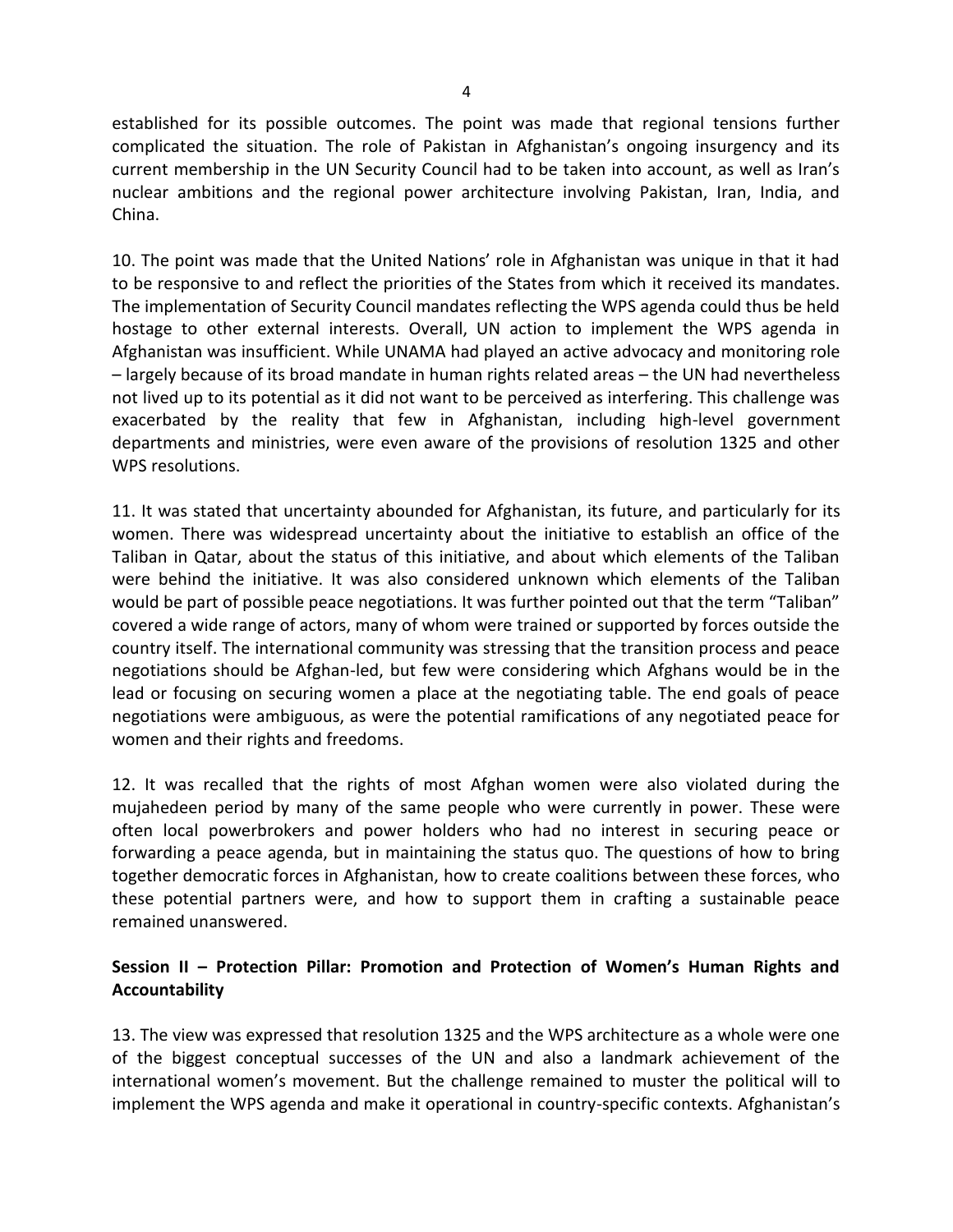established for its possible outcomes. The point was made that regional tensions further complicated the situation. The role of Pakistan in Afghanistan's ongoing insurgency and its current membership in the UN Security Council had to be taken into account, as well as Iran's nuclear ambitions and the regional power architecture involving Pakistan, Iran, India, and China.

10. The point was made that the United Nations' role in Afghanistan was unique in that it had to be responsive to and reflect the priorities of the States from which it received its mandates. The implementation of Security Council mandates reflecting the WPS agenda could thus be held hostage to other external interests. Overall, UN action to implement the WPS agenda in Afghanistan was insufficient. While UNAMA had played an active advocacy and monitoring role – largely because of its broad mandate in human rights related areas – the UN had nevertheless not lived up to its potential as it did not want to be perceived as interfering. This challenge was exacerbated by the reality that few in Afghanistan, including high-level government departments and ministries, were even aware of the provisions of resolution 1325 and other WPS resolutions.

11. It was stated that uncertainty abounded for Afghanistan, its future, and particularly for its women. There was widespread uncertainty about the initiative to establish an office of the Taliban in Qatar, about the status of this initiative, and about which elements of the Taliban were behind the initiative. It was also considered unknown which elements of the Taliban would be part of possible peace negotiations. It was further pointed out that the term "Taliban" covered a wide range of actors, many of whom were trained or supported by forces outside the country itself. The international community was stressing that the transition process and peace negotiations should be Afghan-led, but few were considering which Afghans would be in the lead or focusing on securing women a place at the negotiating table. The end goals of peace negotiations were ambiguous, as were the potential ramifications of any negotiated peace for women and their rights and freedoms.

12. It was recalled that the rights of most Afghan women were also violated during the mujahedeen period by many of the same people who were currently in power. These were often local powerbrokers and power holders who had no interest in securing peace or forwarding a peace agenda, but in maintaining the status quo. The questions of how to bring together democratic forces in Afghanistan, how to create coalitions between these forces, who these potential partners were, and how to support them in crafting a sustainable peace remained unanswered.

## Session II – Protection Pillar: Promotion and Protection of Women's Human Rights and Accountability

13. The view was expressed that resolution 1325 and the WPS architecture as a whole were one of the biggest conceptual successes of the UN and also a landmark achievement of the international women's movement. But the challenge remained to muster the political will to implement the WPS agenda and make it operational in country-specific contexts. Afghanistan's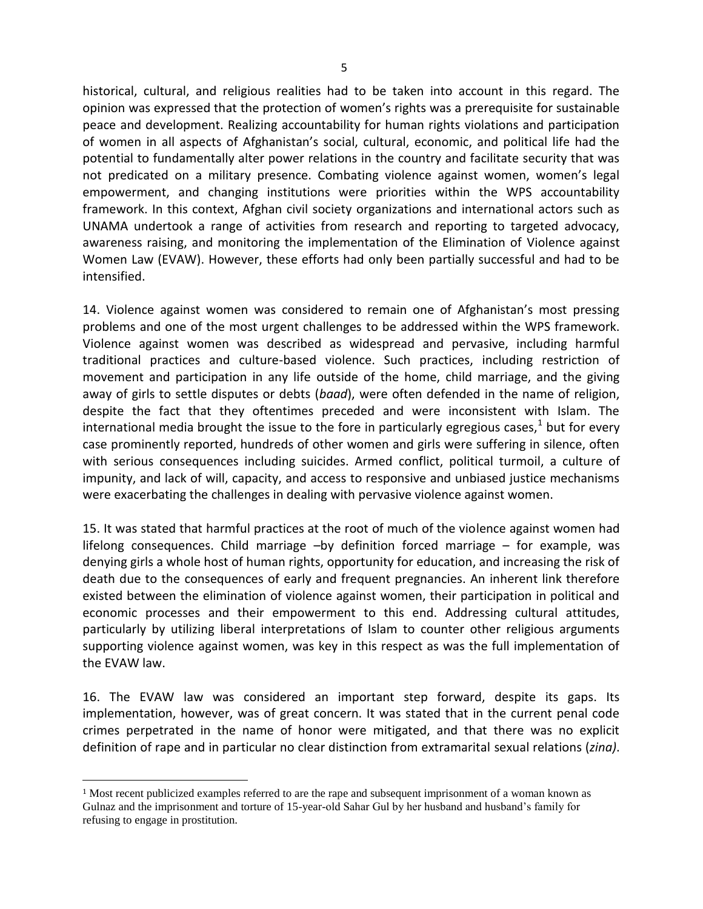historical, cultural, and religious realities had to be taken into account in this regard. The opinion was expressed that the protection of women's rights was a prerequisite for sustainable peace and development. Realizing accountability for human rights violations and participation of women in all aspects of Afghanistan's social, cultural, economic, and political life had the potential to fundamentally alter power relations in the country and facilitate security that was not predicated on a military presence. Combating violence against women, women's legal empowerment, and changing institutions were priorities within the WPS accountability framework. In this context, Afghan civil society organizations and international actors such as UNAMA undertook a range of activities from research and reporting to targeted advocacy, awareness raising, and monitoring the implementation of the Elimination of Violence against Women Law (EVAW). However, these efforts had only been partially successful and had to be intensified.

14. Violence against women was considered to remain one of Afghanistan's most pressing problems and one of the most urgent challenges to be addressed within the WPS framework. Violence against women was described as widespread and pervasive, including harmful traditional practices and culture-based violence. Such practices, including restriction of movement and participation in any life outside of the home, child marriage, and the giving away of girls to settle disputes or debts (*baad*), were often defended in the name of religion, despite the fact that they oftentimes preceded and were inconsistent with Islam. The international media brought the issue to the fore in particularly egregious cases,[1] but for every case prominently reported, hundreds of other women and girls were suffering in silence, often with serious consequences including suicides. Armed conflict, political turmoil, a culture of impunity, and lack of will, capacity, and access to responsive and unbiased justice mechanisms were exacerbating the challenges in dealing with pervasive violence against women.

15. It was stated that harmful practices at the root of much of the violence against women had lifelong consequences. Child marriage –by definition forced marriage – for example, was denying girls a whole host of human rights, opportunity for education, and increasing the risk of death due to the consequences of early and frequent pregnancies. An inherent link therefore existed between the elimination of violence against women, their participation in political and economic processes and their empowerment to this end. Addressing cultural attitudes, particularly by utilizing liberal interpretations of Islam to counter other religious arguments supporting violence against women, was key in this respect as was the full implementation of the EVAW law.

16. The EVAW law was considered an important step forward, despite its gaps. Its implementation, however, was of great concern. It was stated that in the current penal code crimes perpetrated in the name of honor were mitigated, and that there was no explicit definition of rape and in particular no clear distinction from extramarital sexual relations (*zina)*.

---

[1] Most recent publicized examples referred to are the rape and subsequent imprisonment of a woman known as Gulnaz and the imprisonment and torture of 15-year-old Sahar Gul by her husband and husband's family for refusing to engage in prostitution.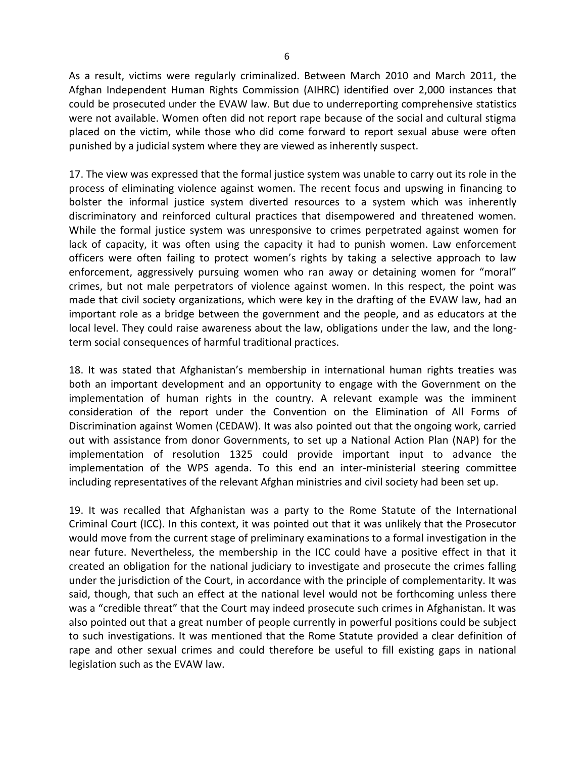As a result, victims were regularly criminalized. Between March 2010 and March 2011, the Afghan Independent Human Rights Commission (AIHRC) identified over 2,000 instances that could be prosecuted under the EVAW law. But due to underreporting comprehensive statistics were not available. Women often did not report rape because of the social and cultural stigma placed on the victim, while those who did come forward to report sexual abuse were often punished by a judicial system where they are viewed as inherently suspect.

17. The view was expressed that the formal justice system was unable to carry out its role in the process of eliminating violence against women. The recent focus and upswing in financing to bolster the informal justice system diverted resources to a system which was inherently discriminatory and reinforced cultural practices that disempowered and threatened women. While the formal justice system was unresponsive to crimes perpetrated against women for lack of capacity, it was often using the capacity it had to punish women. Law enforcement officers were often failing to protect women's rights by taking a selective approach to law enforcement, aggressively pursuing women who ran away or detaining women for "moral" crimes, but not male perpetrators of violence against women. In this respect, the point was made that civil society organizations, which were key in the drafting of the EVAW law, had an important role as a bridge between the government and the people, and as educators at the local level. They could raise awareness about the law, obligations under the law, and the long-term social consequences of harmful traditional practices.

18. It was stated that Afghanistan's membership in international human rights treaties was both an important development and an opportunity to engage with the Government on the implementation of human rights in the country. A relevant example was the imminent consideration of the report under the Convention on the Elimination of All Forms of Discrimination against Women (CEDAW). It was also pointed out that the ongoing work, carried out with assistance from donor Governments, to set up a National Action Plan (NAP) for the implementation of resolution 1325 could provide important input to advance the implementation of the WPS agenda. To this end an inter-ministerial steering committee including representatives of the relevant Afghan ministries and civil society had been set up.

19. It was recalled that Afghanistan was a party to the Rome Statute of the International Criminal Court (ICC). In this context, it was pointed out that it was unlikely that the Prosecutor would move from the current stage of preliminary examinations to a formal investigation in the near future. Nevertheless, the membership in the ICC could have a positive effect in that it created an obligation for the national judiciary to investigate and prosecute the crimes falling under the jurisdiction of the Court, in accordance with the principle of complementarity. It was said, though, that such an effect at the national level would not be forthcoming unless there was a "credible threat" that the Court may indeed prosecute such crimes in Afghanistan. It was also pointed out that a great number of people currently in powerful positions could be subject to such investigations. It was mentioned that the Rome Statute provided a clear definition of rape and other sexual crimes and could therefore be useful to fill existing gaps in national legislation such as the EVAW law.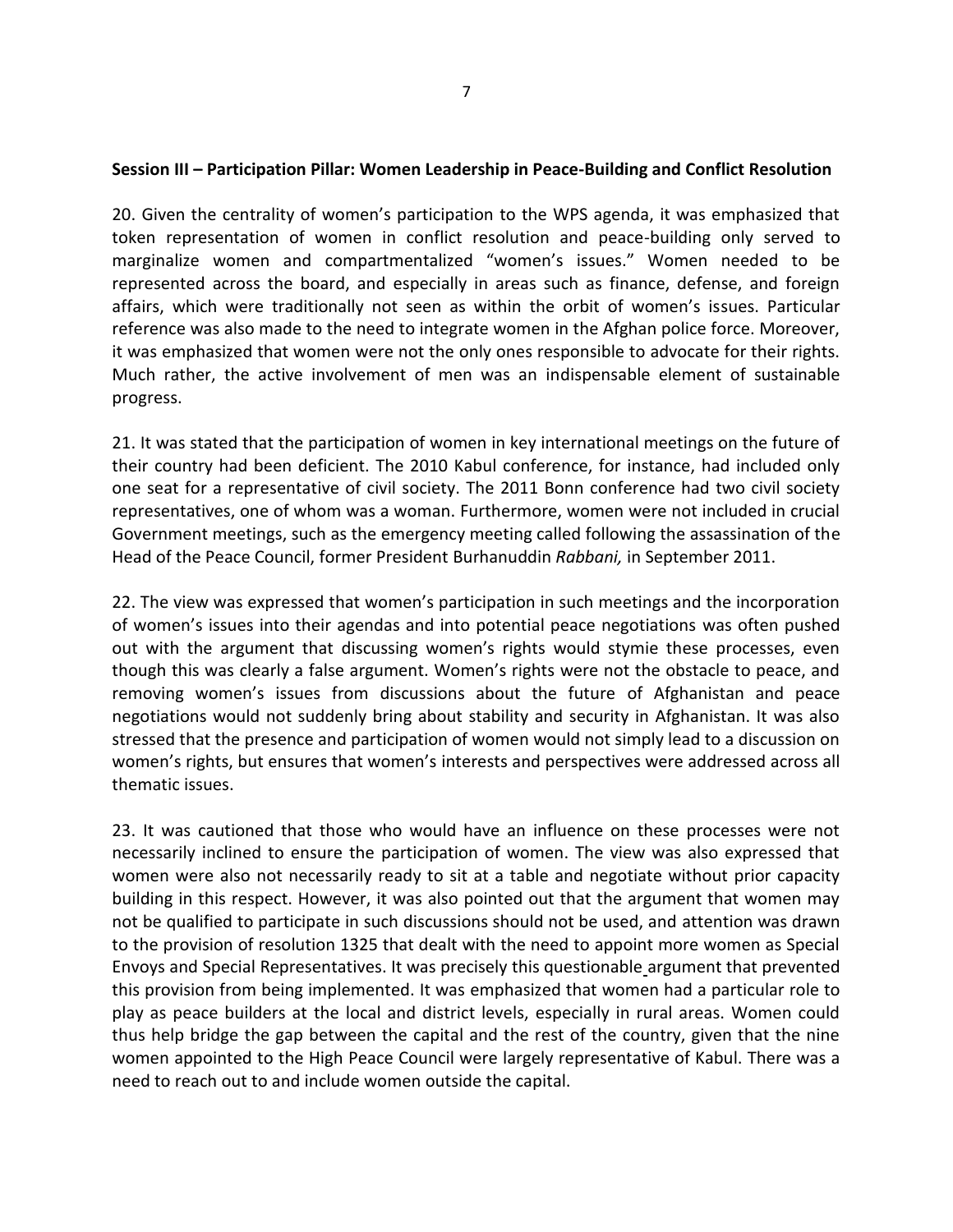**Session III – Participation Pillar: Women Leadership in Peace-Building and Conflict Resolution**

20. Given the centrality of women's participation to the WPS agenda, it was emphasized that token representation of women in conflict resolution and peace-building only served to marginalize women and compartmentalized "women's issues." Women needed to be represented across the board, and especially in areas such as finance, defense, and foreign affairs, which were traditionally not seen as within the orbit of women's issues. Particular reference was also made to the need to integrate women in the Afghan police force. Moreover, it was emphasized that women were not the only ones responsible to advocate for their rights. Much rather, the active involvement of men was an indispensable element of sustainable progress.

21. It was stated that the participation of women in key international meetings on the future of their country had been deficient. The 2010 Kabul conference, for instance, had included only one seat for a representative of civil society. The 2011 Bonn conference had two civil society representatives, one of whom was a woman. Furthermore, women were not included in crucial Government meetings, such as the emergency meeting called following the assassination of the Head of the Peace Council, former President Burhanuddin *Rabbani,* in September 2011.

22. The view was expressed that women's participation in such meetings and the incorporation of women's issues into their agendas and into potential peace negotiations was often pushed out with the argument that discussing women's rights would stymie these processes, even though this was clearly a false argument. Women's rights were not the obstacle to peace, and removing women's issues from discussions about the future of Afghanistan and peace negotiations would not suddenly bring about stability and security in Afghanistan. It was also stressed that the presence and participation of women would not simply lead to a discussion on women's rights, but ensures that women's interests and perspectives were addressed across all thematic issues.

23. It was cautioned that those who would have an influence on these processes were not necessarily inclined to ensure the participation of women. The view was also expressed that women were also not necessarily ready to sit at a table and negotiate without prior capacity building in this respect. However, it was also pointed out that the argument that women may not be qualified to participate in such discussions should not be used, and attention was drawn to the provision of resolution 1325 that dealt with the need to appoint more women as Special Envoys and Special Representatives. It was precisely this questionable argument that prevented this provision from being implemented. It was emphasized that women had a particular role to play as peace builders at the local and district levels, especially in rural areas. Women could thus help bridge the gap between the capital and the rest of the country, given that the nine women appointed to the High Peace Council were largely representative of Kabul. There was a need to reach out to and include women outside the capital.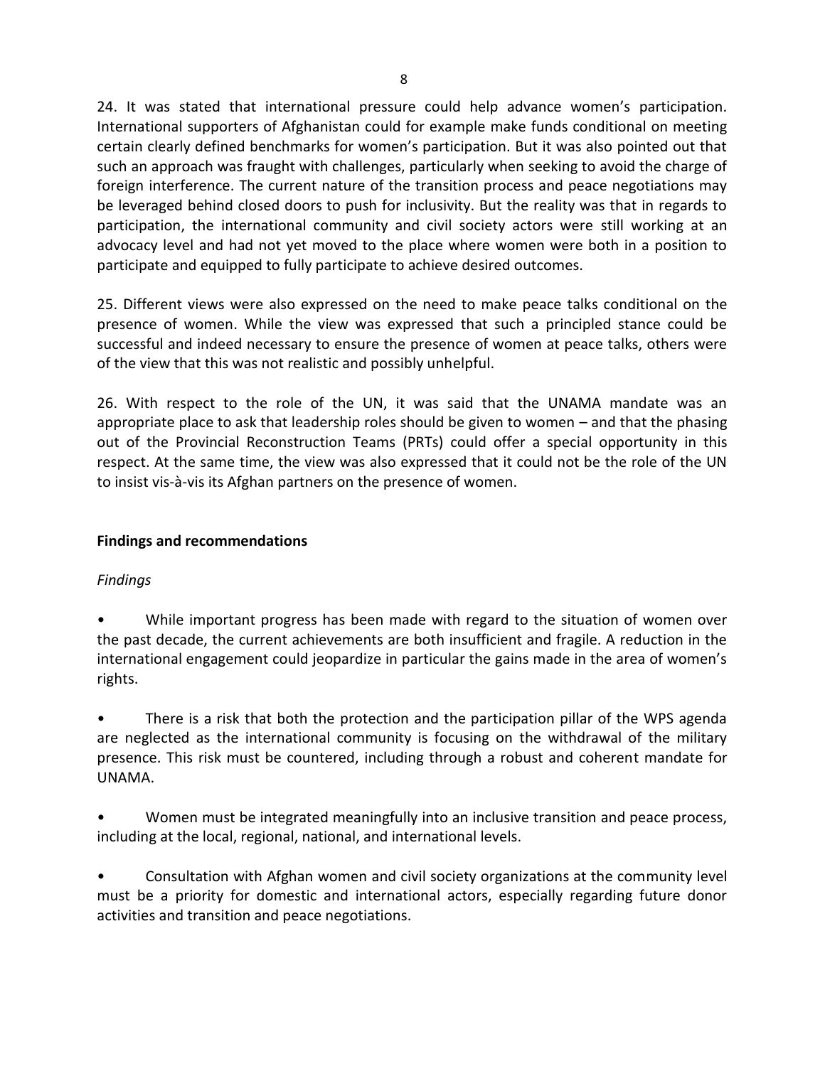24. It was stated that international pressure could help advance women's participation. International supporters of Afghanistan could for example make funds conditional on meeting certain clearly defined benchmarks for women's participation. But it was also pointed out that such an approach was fraught with challenges, particularly when seeking to avoid the charge of foreign interference. The current nature of the transition process and peace negotiations may be leveraged behind closed doors to push for inclusivity. But the reality was that in regards to participation, the international community and civil society actors were still working at an advocacy level and had not yet moved to the place where women were both in a position to participate and equipped to fully participate to achieve desired outcomes.

25. Different views were also expressed on the need to make peace talks conditional on the presence of women. While the view was expressed that such a principled stance could be successful and indeed necessary to ensure the presence of women at peace talks, others were of the view that this was not realistic and possibly unhelpful.

26. With respect to the role of the UN, it was said that the UNAMA mandate was an appropriate place to ask that leadership roles should be given to women – and that the phasing out of the Provincial Reconstruction Teams (PRTs) could offer a special opportunity in this respect. At the same time, the view was also expressed that it could not be the role of the UN to insist vis-à-vis its Afghan partners on the presence of women.

## Findings and recommendations

*Findings*

- While important progress has been made with regard to the situation of women over the past decade, the current achievements are both insufficient and fragile. A reduction in the international engagement could jeopardize in particular the gains made in the area of women's rights.

- There is a risk that both the protection and the participation pillar of the WPS agenda are neglected as the international community is focusing on the withdrawal of the military presence. This risk must be countered, including through a robust and coherent mandate for UNAMA.

- Women must be integrated meaningfully into an inclusive transition and peace process, including at the local, regional, national, and international levels.

- Consultation with Afghan women and civil society organizations at the community level must be a priority for domestic and international actors, especially regarding future donor activities and transition and peace negotiations.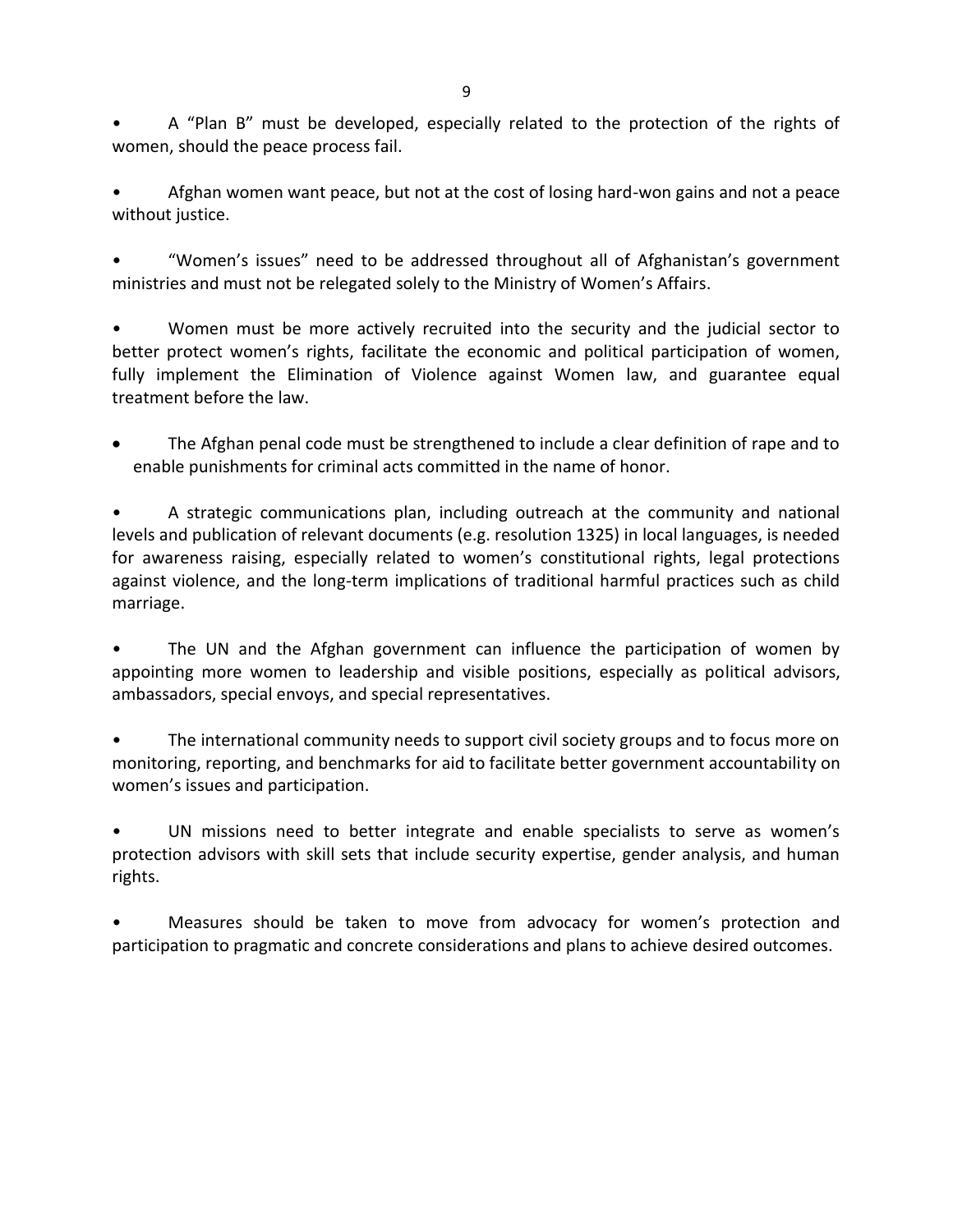- A "Plan B" must be developed, especially related to the protection of the rights of women, should the peace process fail.

- Afghan women want peace, but not at the cost of losing hard-won gains and not a peace without justice.

- "Women's issues" need to be addressed throughout all of Afghanistan's government ministries and must not be relegated solely to the Ministry of Women's Affairs.

- Women must be more actively recruited into the security and the judicial sector to better protect women's rights, facilitate the economic and political participation of women, fully implement the Elimination of Violence against Women law, and guarantee equal treatment before the law.

- The Afghan penal code must be strengthened to include a clear definition of rape and to enable punishments for criminal acts committed in the name of honor.

- A strategic communications plan, including outreach at the community and national levels and publication of relevant documents (e.g. resolution 1325) in local languages, is needed for awareness raising, especially related to women's constitutional rights, legal protections against violence, and the long-term implications of traditional harmful practices such as child marriage.

- The UN and the Afghan government can influence the participation of women by appointing more women to leadership and visible positions, especially as political advisors, ambassadors, special envoys, and special representatives.

- The international community needs to support civil society groups and to focus more on monitoring, reporting, and benchmarks for aid to facilitate better government accountability on women's issues and participation.

- UN missions need to better integrate and enable specialists to serve as women's protection advisors with skill sets that include security expertise, gender analysis, and human rights.

- Measures should be taken to move from advocacy for women's protection and participation to pragmatic and concrete considerations and plans to achieve desired outcomes.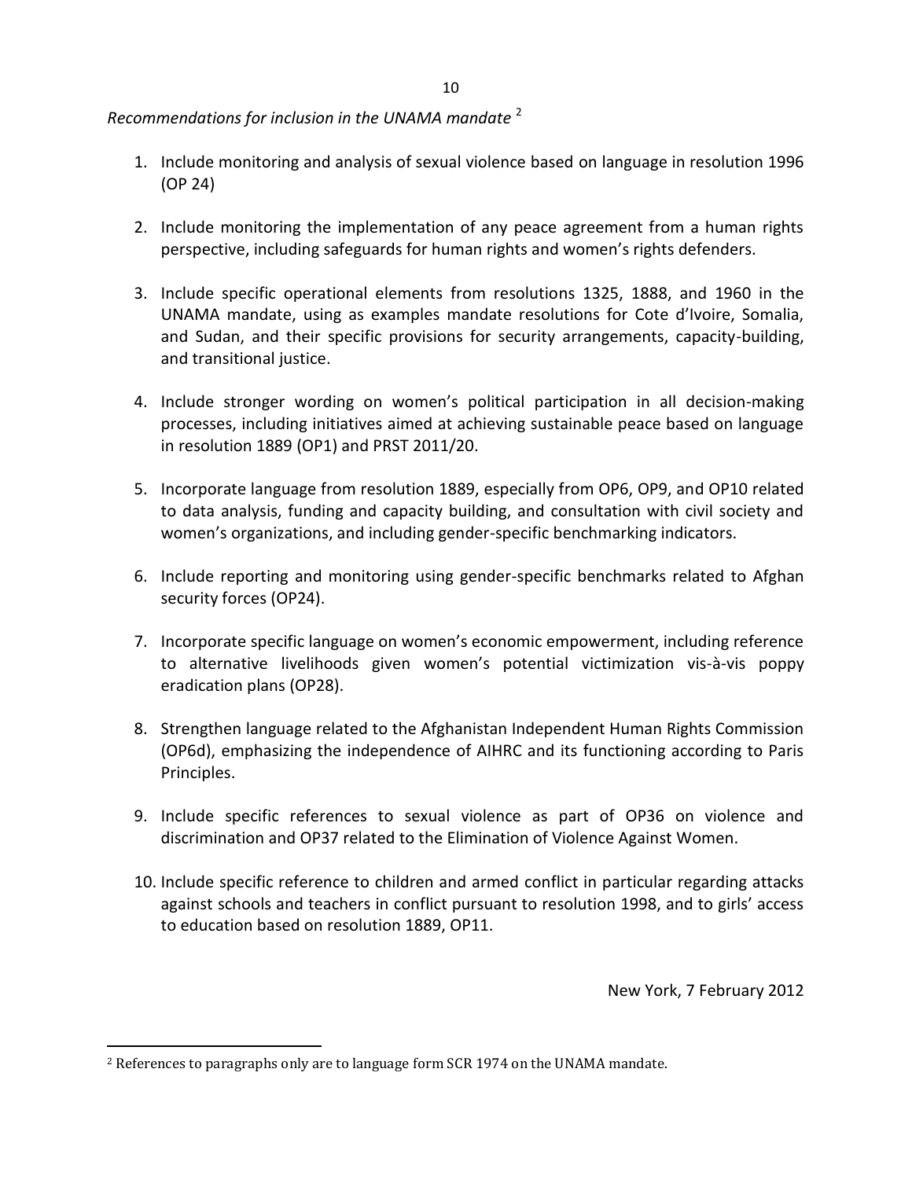*Recommendations for inclusion in the UNAMA mandate* [2]

1. Include monitoring and analysis of sexual violence based on language in resolution 1996 (OP 24)

2. Include monitoring the implementation of any peace agreement from a human rights perspective, including safeguards for human rights and women's rights defenders.

3. Include specific operational elements from resolutions 1325, 1888, and 1960 in the UNAMA mandate, using as examples mandate resolutions for Cote d'Ivoire, Somalia, and Sudan, and their specific provisions for security arrangements, capacity-building, and transitional justice.

4. Include stronger wording on women's political participation in all decision-making processes, including initiatives aimed at achieving sustainable peace based on language in resolution 1889 (OP1) and PRST 2011/20.

5. Incorporate language from resolution 1889, especially from OP6, OP9, and OP10 related to data analysis, funding and capacity building, and consultation with civil society and women's organizations, and including gender-specific benchmarking indicators.

6. Include reporting and monitoring using gender-specific benchmarks related to Afghan security forces (OP24).

7. Incorporate specific language on women's economic empowerment, including reference to alternative livelihoods given women's potential victimization vis-à-vis poppy eradication plans (OP28).

8. Strengthen language related to the Afghanistan Independent Human Rights Commission (OP6d), emphasizing the independence of AIHRC and its functioning according to Paris Principles.

9. Include specific references to sexual violence as part of OP36 on violence and discrimination and OP37 related to the Elimination of Violence Against Women.

10. Include specific reference to children and armed conflict in particular regarding attacks against schools and teachers in conflict pursuant to resolution 1998, and to girls' access to education based on resolution 1889, OP11.

New York, 7 February 2012

---

[2] References to paragraphs only are to language form SCR 1974 on the UNAMA mandate.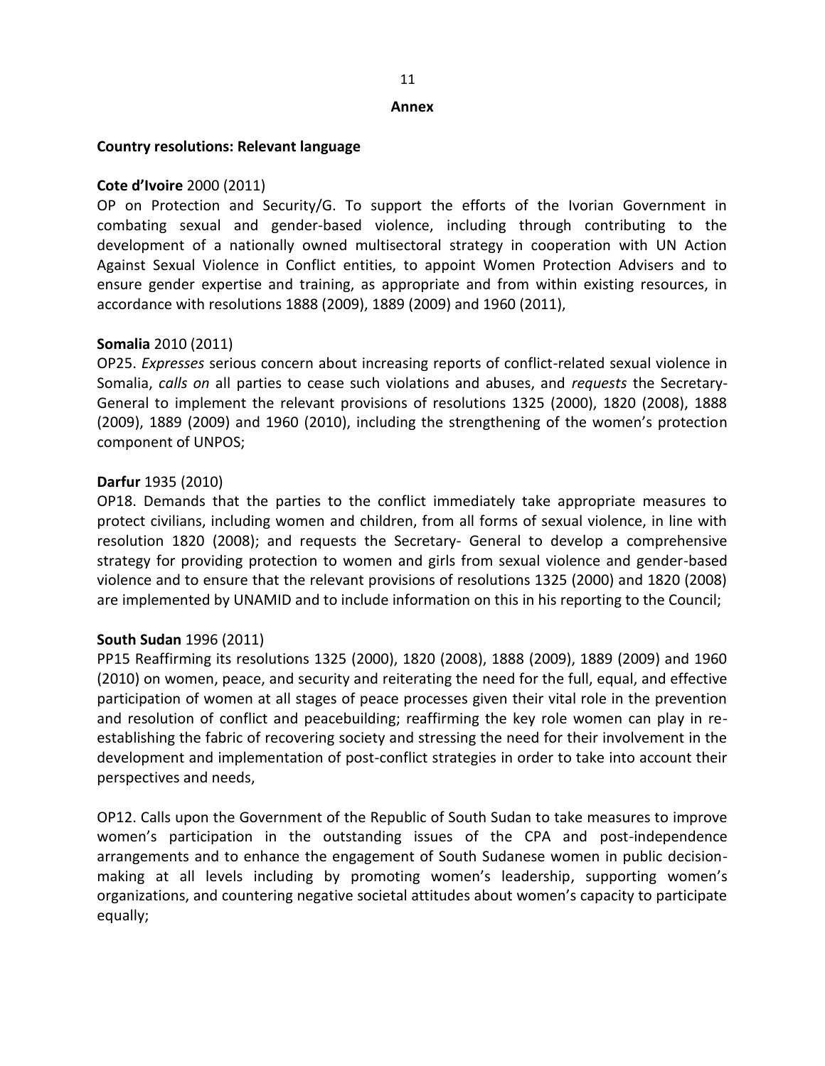## Annex

### Country resolutions: Relevant language

**Cote d'Ivoire** 2000 (2011)

OP on Protection and Security/G. To support the efforts of the Ivorian Government in combating sexual and gender-based violence, including through contributing to the development of a nationally owned multisectoral strategy in cooperation with UN Action Against Sexual Violence in Conflict entities, to appoint Women Protection Advisers and to ensure gender expertise and training, as appropriate and from within existing resources, in accordance with resolutions 1888 (2009), 1889 (2009) and 1960 (2011),

**Somalia** 2010 (2011)

OP25. *Expresses* serious concern about increasing reports of conflict-related sexual violence in Somalia, *calls on* all parties to cease such violations and abuses, and *requests* the Secretary-General to implement the relevant provisions of resolutions 1325 (2000), 1820 (2008), 1888 (2009), 1889 (2009) and 1960 (2010), including the strengthening of the women's protection component of UNPOS;

**Darfur** 1935 (2010)

OP18. Demands that the parties to the conflict immediately take appropriate measures to protect civilians, including women and children, from all forms of sexual violence, in line with resolution 1820 (2008); and requests the Secretary- General to develop a comprehensive strategy for providing protection to women and girls from sexual violence and gender-based violence and to ensure that the relevant provisions of resolutions 1325 (2000) and 1820 (2008) are implemented by UNAMID and to include information on this in his reporting to the Council;

**South Sudan** 1996 (2011)

PP15 Reaffirming its resolutions 1325 (2000), 1820 (2008), 1888 (2009), 1889 (2009) and 1960 (2010) on women, peace, and security and reiterating the need for the full, equal, and effective participation of women at all stages of peace processes given their vital role in the prevention and resolution of conflict and peacebuilding; reaffirming the key role women can play in re-establishing the fabric of recovering society and stressing the need for their involvement in the development and implementation of post-conflict strategies in order to take into account their perspectives and needs,

OP12. Calls upon the Government of the Republic of South Sudan to take measures to improve women's participation in the outstanding issues of the CPA and post-independence arrangements and to enhance the engagement of South Sudanese women in public decision-making at all levels including by promoting women's leadership, supporting women's organizations, and countering negative societal attitudes about women's capacity to participate equally;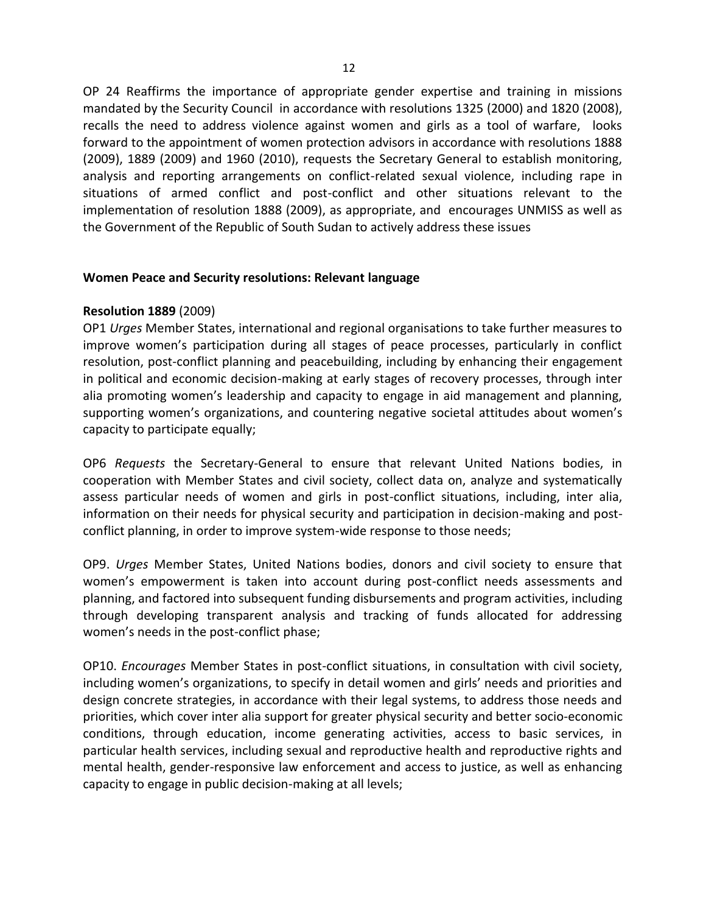OP 24 Reaffirms the importance of appropriate gender expertise and training in missions mandated by the Security Council in accordance with resolutions 1325 (2000) and 1820 (2008), recalls the need to address violence against women and girls as a tool of warfare, looks forward to the appointment of women protection advisors in accordance with resolutions 1888 (2009), 1889 (2009) and 1960 (2010), requests the Secretary General to establish monitoring, analysis and reporting arrangements on conflict-related sexual violence, including rape in situations of armed conflict and post-conflict and other situations relevant to the implementation of resolution 1888 (2009), as appropriate, and encourages UNMISS as well as the Government of the Republic of South Sudan to actively address these issues

**Women Peace and Security resolutions: Relevant language**

**Resolution 1889** (2009)

OP1 *Urges* Member States, international and regional organisations to take further measures to improve women's participation during all stages of peace processes, particularly in conflict resolution, post-conflict planning and peacebuilding, including by enhancing their engagement in political and economic decision-making at early stages of recovery processes, through inter alia promoting women's leadership and capacity to engage in aid management and planning, supporting women's organizations, and countering negative societal attitudes about women's capacity to participate equally;

OP6 *Requests* the Secretary-General to ensure that relevant United Nations bodies, in cooperation with Member States and civil society, collect data on, analyze and systematically assess particular needs of women and girls in post-conflict situations, including, inter alia, information on their needs for physical security and participation in decision-making and post-conflict planning, in order to improve system-wide response to those needs;

OP9. *Urges* Member States, United Nations bodies, donors and civil society to ensure that women's empowerment is taken into account during post-conflict needs assessments and planning, and factored into subsequent funding disbursements and program activities, including through developing transparent analysis and tracking of funds allocated for addressing women's needs in the post-conflict phase;

OP10. *Encourages* Member States in post-conflict situations, in consultation with civil society, including women's organizations, to specify in detail women and girls' needs and priorities and design concrete strategies, in accordance with their legal systems, to address those needs and priorities, which cover inter alia support for greater physical security and better socio-economic conditions, through education, income generating activities, access to basic services, in particular health services, including sexual and reproductive health and reproductive rights and mental health, gender-responsive law enforcement and access to justice, as well as enhancing capacity to engage in public decision-making at all levels;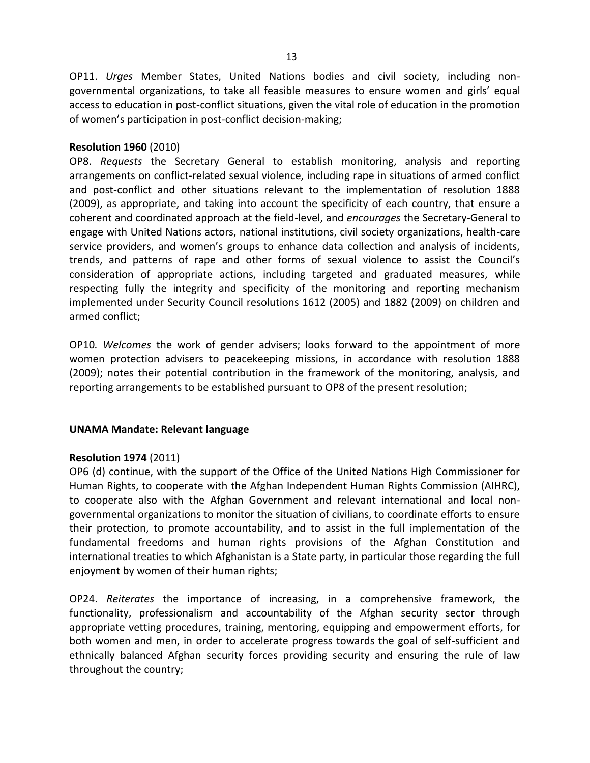OP11. *Urges* Member States, United Nations bodies and civil society, including non-governmental organizations, to take all feasible measures to ensure women and girls' equal access to education in post-conflict situations, given the vital role of education in the promotion of women's participation in post-conflict decision-making;

**Resolution 1960** (2010)

OP8. *Requests* the Secretary General to establish monitoring, analysis and reporting arrangements on conflict-related sexual violence, including rape in situations of armed conflict and post-conflict and other situations relevant to the implementation of resolution 1888 (2009), as appropriate, and taking into account the specificity of each country, that ensure a coherent and coordinated approach at the field-level, and *encourages* the Secretary-General to engage with United Nations actors, national institutions, civil society organizations, health-care service providers, and women's groups to enhance data collection and analysis of incidents, trends, and patterns of rape and other forms of sexual violence to assist the Council's consideration of appropriate actions, including targeted and graduated measures, while respecting fully the integrity and specificity of the monitoring and reporting mechanism implemented under Security Council resolutions 1612 (2005) and 1882 (2009) on children and armed conflict;

OP10*. Welcomes* the work of gender advisers; looks forward to the appointment of more women protection advisers to peacekeeping missions, in accordance with resolution 1888 (2009); notes their potential contribution in the framework of the monitoring, analysis, and reporting arrangements to be established pursuant to OP8 of the present resolution;

**UNAMA Mandate: Relevant language**

**Resolution 1974** (2011)

OP6 (d) continue, with the support of the Office of the United Nations High Commissioner for Human Rights, to cooperate with the Afghan Independent Human Rights Commission (AIHRC), to cooperate also with the Afghan Government and relevant international and local non-governmental organizations to monitor the situation of civilians, to coordinate efforts to ensure their protection, to promote accountability, and to assist in the full implementation of the fundamental freedoms and human rights provisions of the Afghan Constitution and international treaties to which Afghanistan is a State party, in particular those regarding the full enjoyment by women of their human rights;

OP24. *Reiterates* the importance of increasing, in a comprehensive framework, the functionality, professionalism and accountability of the Afghan security sector through appropriate vetting procedures, training, mentoring, equipping and empowerment efforts, for both women and men, in order to accelerate progress towards the goal of self-sufficient and ethnically balanced Afghan security forces providing security and ensuring the rule of law throughout the country;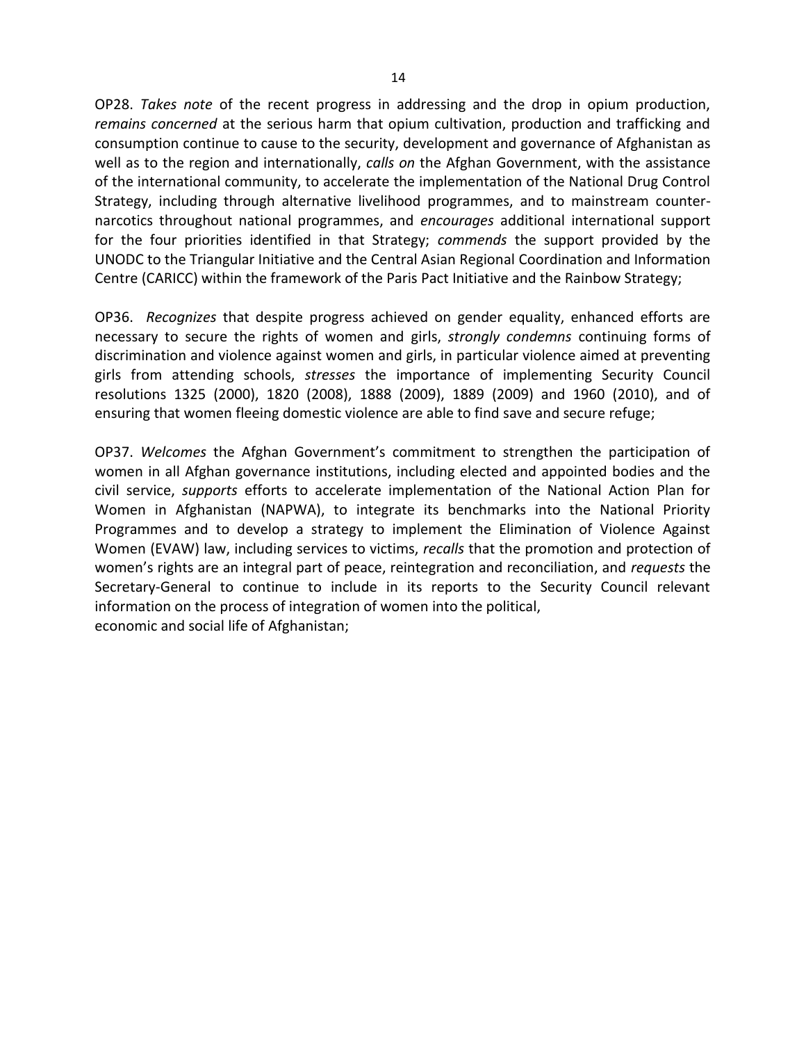OP28. *Takes note* of the recent progress in addressing and the drop in opium production, *remains concerned* at the serious harm that opium cultivation, production and trafficking and consumption continue to cause to the security, development and governance of Afghanistan as well as to the region and internationally, *calls on* the Afghan Government, with the assistance of the international community, to accelerate the implementation of the National Drug Control Strategy, including through alternative livelihood programmes, and to mainstream counter-narcotics throughout national programmes, and *encourages* additional international support for the four priorities identified in that Strategy; *commends* the support provided by the UNODC to the Triangular Initiative and the Central Asian Regional Coordination and Information Centre (CARICC) within the framework of the Paris Pact Initiative and the Rainbow Strategy;

OP36. *Recognizes* that despite progress achieved on gender equality, enhanced efforts are necessary to secure the rights of women and girls, *strongly condemns* continuing forms of discrimination and violence against women and girls, in particular violence aimed at preventing girls from attending schools, *stresses* the importance of implementing Security Council resolutions 1325 (2000), 1820 (2008), 1888 (2009), 1889 (2009) and 1960 (2010), and of ensuring that women fleeing domestic violence are able to find save and secure refuge;

OP37. *Welcomes* the Afghan Government's commitment to strengthen the participation of women in all Afghan governance institutions, including elected and appointed bodies and the civil service, *supports* efforts to accelerate implementation of the National Action Plan for Women in Afghanistan (NAPWA), to integrate its benchmarks into the National Priority Programmes and to develop a strategy to implement the Elimination of Violence Against Women (EVAW) law, including services to victims, *recalls* that the promotion and protection of women's rights are an integral part of peace, reintegration and reconciliation, and *requests* the Secretary-General to continue to include in its reports to the Security Council relevant information on the process of integration of women into the political,
economic and social life of Afghanistan;